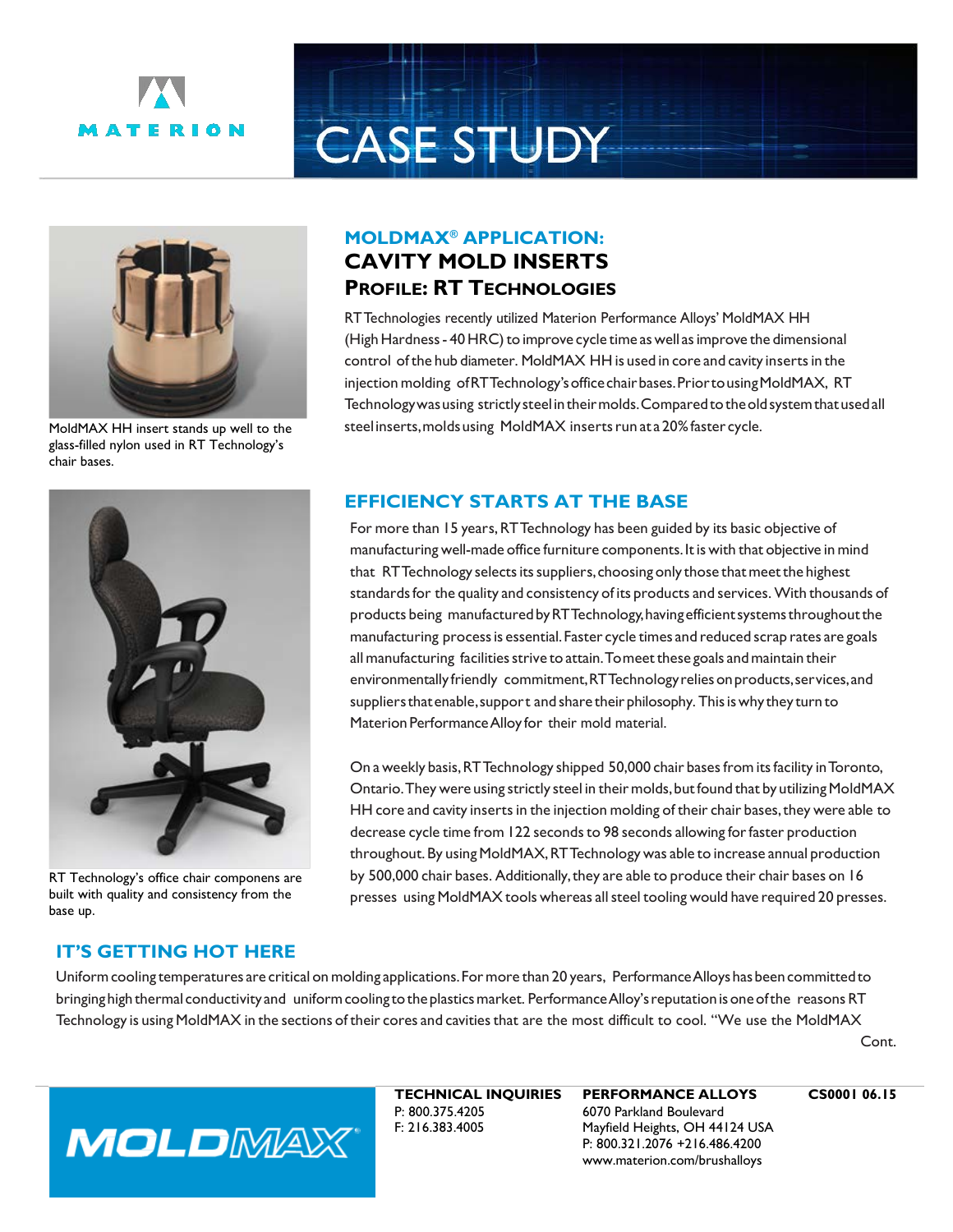# CASE STUDY

MoldMAX HH insert stands up well to the glass-filled nylon used in RT Technology's chair bases.

## MOLDMAX® APPLICATION: CAVITY MOLD INSERTS

### PROFILE: RT TECHNOLOGIES

RT Technologies recently utilized Materion Performance Alloys' MoldMAX HH (High Hardness - 40 HRC) to improve cycle time as well as improve the dimensional control of the hub diameter. MoldMAX HH is used in core and cavity inserts in the injection molding of RT Technology's office chair bases. Prior to using MoldMAX, RT Technology was using strictly steel in their molds. Compared to the old system that used all steel inserts, molds using MoldMAX inserts run at a 20% faster cycle.

## EFFICIENCY STARTS AT THE BASE

For more than 15 years, RT Technology has been guided by its basic objective of manufacturing well-made office furniture components. It is with that objective in mind that RT Technology selects its suppliers, choosing only those that meet the highest standards for the quality and consistency of its products and services. With thousands of products being manufactured by RT Technology, having efficient systems throughout the manufacturing process is essential. Faster cycle times and reduced scrap rates are goals all manufacturing facilities strive to attain. To meet these goals and maintain their environmentally friendly commitment, RT Technology relies on products, services, and suppliers that enable, support and share their philosophy. This is why they turn to Materion Performance Alloy for their mold material.

On a weekly basis, RT Technology shipped 50,000 chair bases from its facility in Toronto, Ontario. They were using strictly steel in their molds, but found that by utilizing MoldMAX HH core and cavity inserts in the injection molding of their chair bases, they were able to decrease cycle time from 122 seconds to 98 seconds allowing for faster production throughout. By using MoldMAX, RT Technology was able to increase annual production by 500,000 chair bases. Additionally, they are able to produce their chair bases on 16 presses using MoldMAX tools whereas all steel tooling would have required 20 presses.

RT Technology's office chair componens are built with quality and consistency from the base up.

## IT'S GETTING HOT HERE

Uniform cooling temperatures are critical on molding applications. For more than 20 years, Performance Alloys has been committed to bringing high thermal conductivity and uniform cooling to the plastics market. Performance Alloy's reputation is one of the reasons RT Technology is using MoldMAX in the sections of their cores and cavities that are the most difficult to cool. "We use the MoldMAX

Cont.

MOLDMAX®

**TECHNICAL INQUIRIES**
P: 800.375.4205
F: 216.383.4005

**PERFORMANCE ALLOYS**
6070 Parkland Boulevard
Mayfield Heights, OH 44124 USA
P: 800.321.2076 +216.486.4200
www.materion.com/brushalloys

**CS0001 06.15**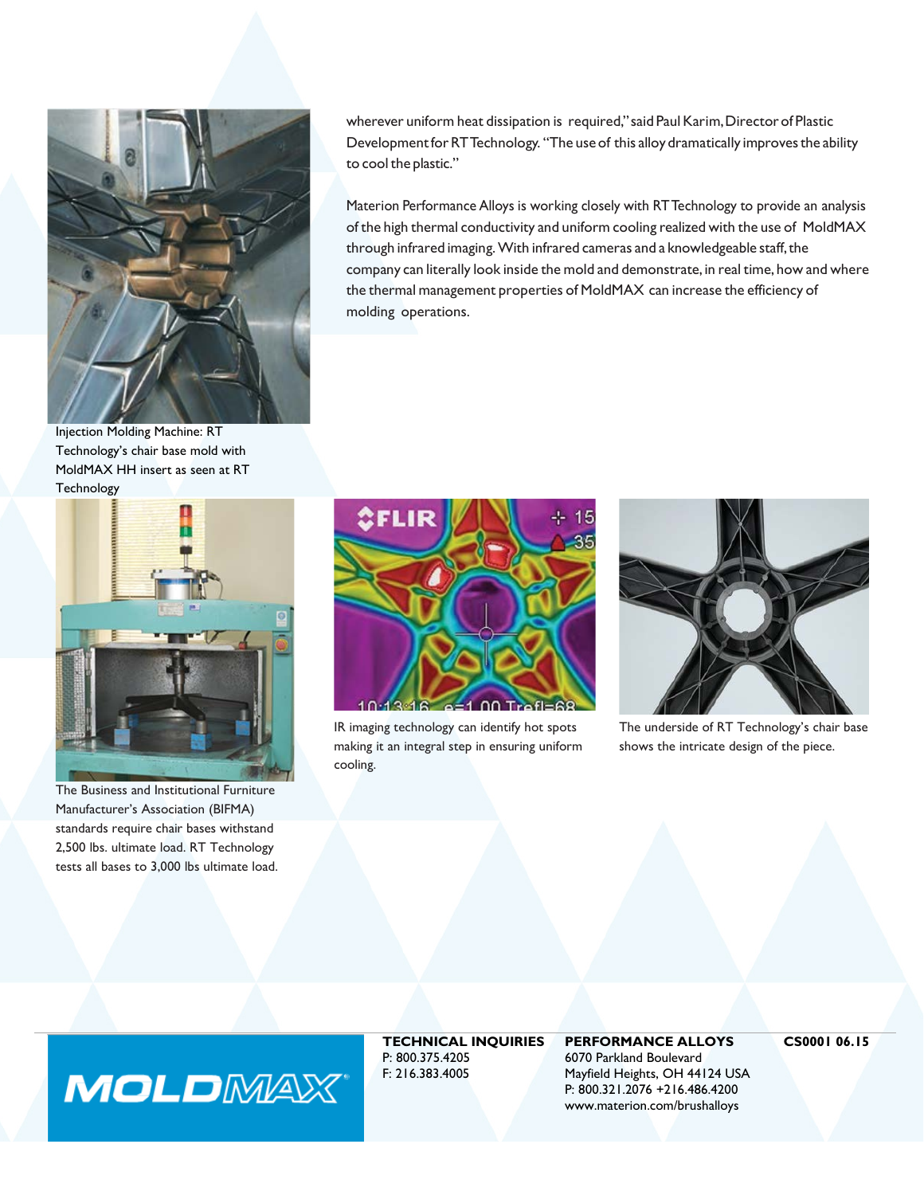wherever uniform heat dissipation is required," said Paul Karim, Director of Plastic Development for RT Technology. "The use of this alloy dramatically improves the ability to cool the plastic."

Materion Performance Alloys is working closely with RT Technology to provide an analysis of the high thermal conductivity and uniform cooling realized with the use of MoldMAX through infrared imaging. With infrared cameras and a knowledgeable staff, the company can literally look inside the mold and demonstrate, in real time, how and where the thermal management properties of MoldMAX can increase the efficiency of molding operations.

Injection Molding Machine: RT Technology's chair base mold with MoldMAX HH insert as seen at RT Technology

The Business and Institutional Furniture Manufacturer's Association (BIFMA) standards require chair bases withstand 2,500 lbs. ultimate load. RT Technology tests all bases to 3,000 lbs ultimate load.

IR imaging technology can identify hot spots making it an integral step in ensuring uniform cooling.

The underside of RT Technology's chair base shows the intricate design of the piece.

MOLDMAX®

**TECHNICAL INQUIRIES**
P: 800.375.4205
F: 216.383.4005

**PERFORMANCE ALLOYS**
6070 Parkland Boulevard
Mayfield Heights, OH 44124 USA
P: 800.321.2076 +216.486.4200
www.materion.com/brushalloys

**CS0001 06.15**